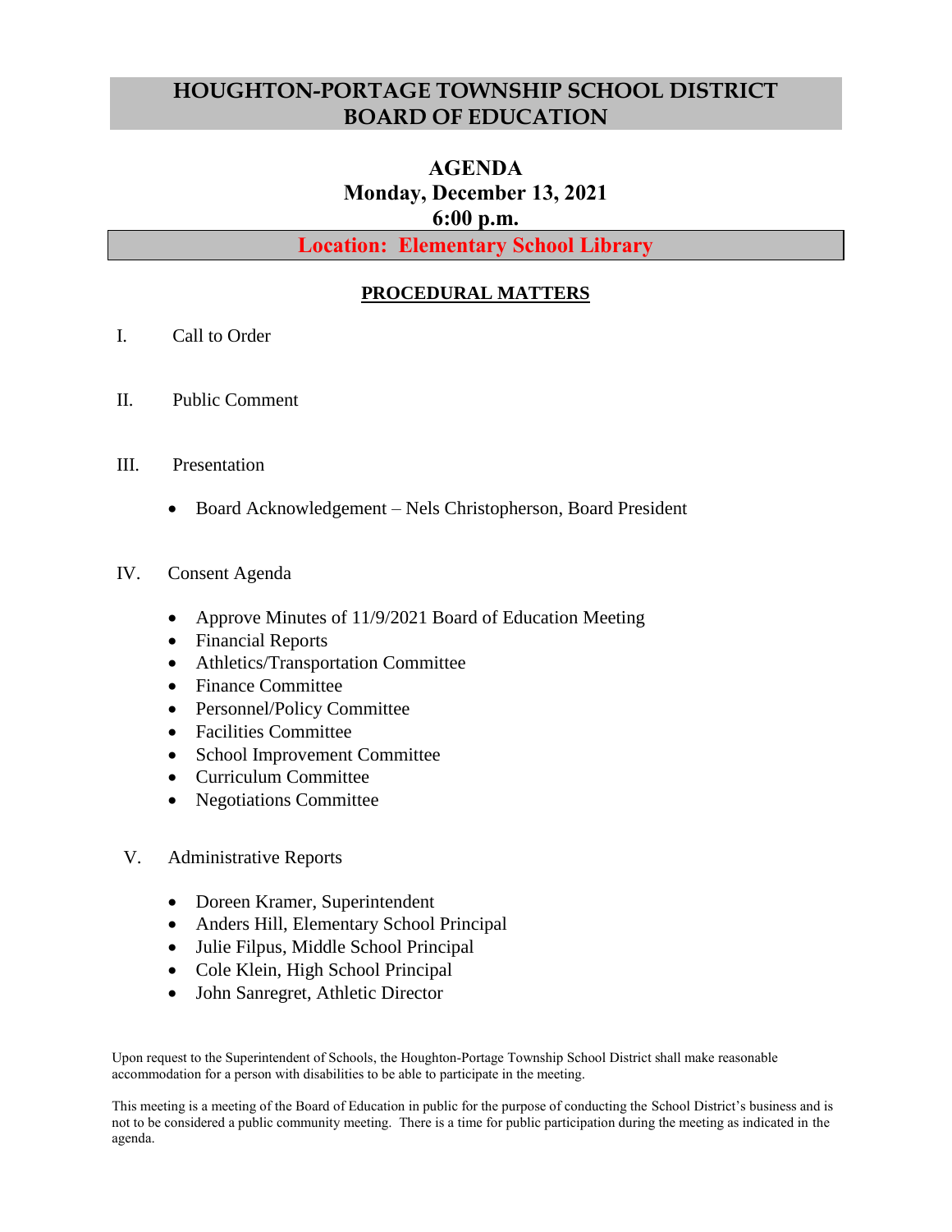# HOUGHTON-PORTAGE TOWNSHIP SCHOOL DISTRICT BOARD OF EDUCATION

## AGENDA
## Monday, December 13, 2021
## 6:00 p.m.

**Location: Elementary School Library**

### PROCEDURAL MATTERS

I. Call to Order

II. Public Comment

III. Presentation

- Board Acknowledgement – Nels Christopherson, Board President

IV. Consent Agenda

- Approve Minutes of 11/9/2021 Board of Education Meeting
- Financial Reports
- Athletics/Transportation Committee
- Finance Committee
- Personnel/Policy Committee
- Facilities Committee
- School Improvement Committee
- Curriculum Committee
- Negotiations Committee

V. Administrative Reports

- Doreen Kramer, Superintendent
- Anders Hill, Elementary School Principal
- Julie Filpus, Middle School Principal
- Cole Klein, High School Principal
- John Sanregret, Athletic Director

Upon request to the Superintendent of Schools, the Houghton-Portage Township School District shall make reasonable accommodation for a person with disabilities to be able to participate in the meeting.

This meeting is a meeting of the Board of Education in public for the purpose of conducting the School District's business and is not to be considered a public community meeting. There is a time for public participation during the meeting as indicated in the agenda.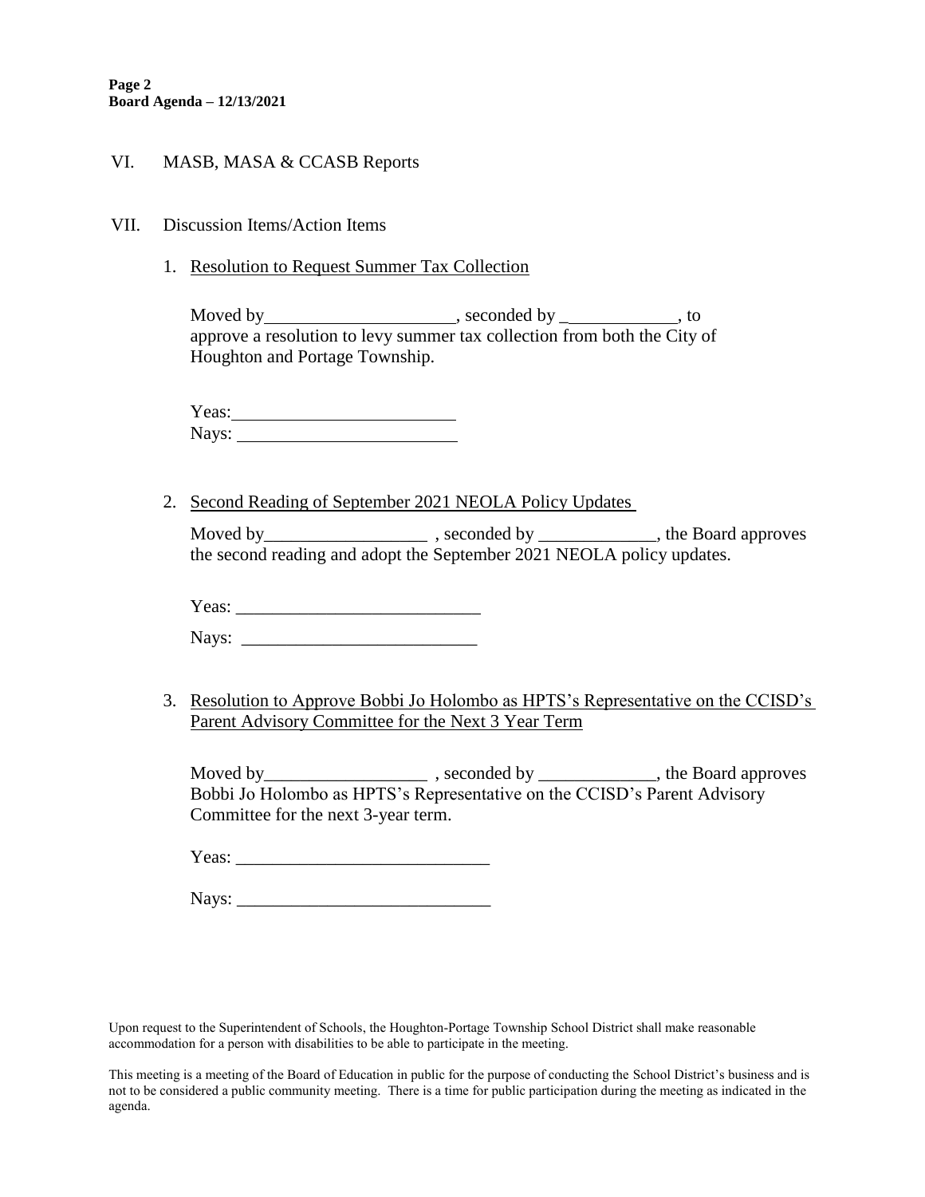VI. MASB, MASA & CCASB Reports

VII. Discussion Items/Action Items

1. Resolution to Request Summer Tax Collection

   Moved by_____________________, seconded by _____________, to approve a resolution to levy summer tax collection from both the City of Houghton and Portage Township.

   Yeas: _________________________
   Nays: _________________________

2. Second Reading of September 2021 NEOLA Policy Updates

   Moved by__________________ , seconded by _____________, the Board approves the second reading and adopt the September 2021 NEOLA policy updates.

   Yeas: ___________________________

   Nays: __________________________

3. Resolution to Approve Bobbi Jo Holombo as HPTS's Representative on the CCISD's Parent Advisory Committee for the Next 3 Year Term

   Moved by__________________ , seconded by _____________, the Board approves Bobbi Jo Holombo as HPTS's Representative on the CCISD's Parent Advisory Committee for the next 3-year term.

   Yeas: ____________________________

   Nays: ____________________________

Upon request to the Superintendent of Schools, the Houghton-Portage Township School District shall make reasonable accommodation for a person with disabilities to be able to participate in the meeting.

This meeting is a meeting of the Board of Education in public for the purpose of conducting the School District's business and is not to be considered a public community meeting. There is a time for public participation during the meeting as indicated in the agenda.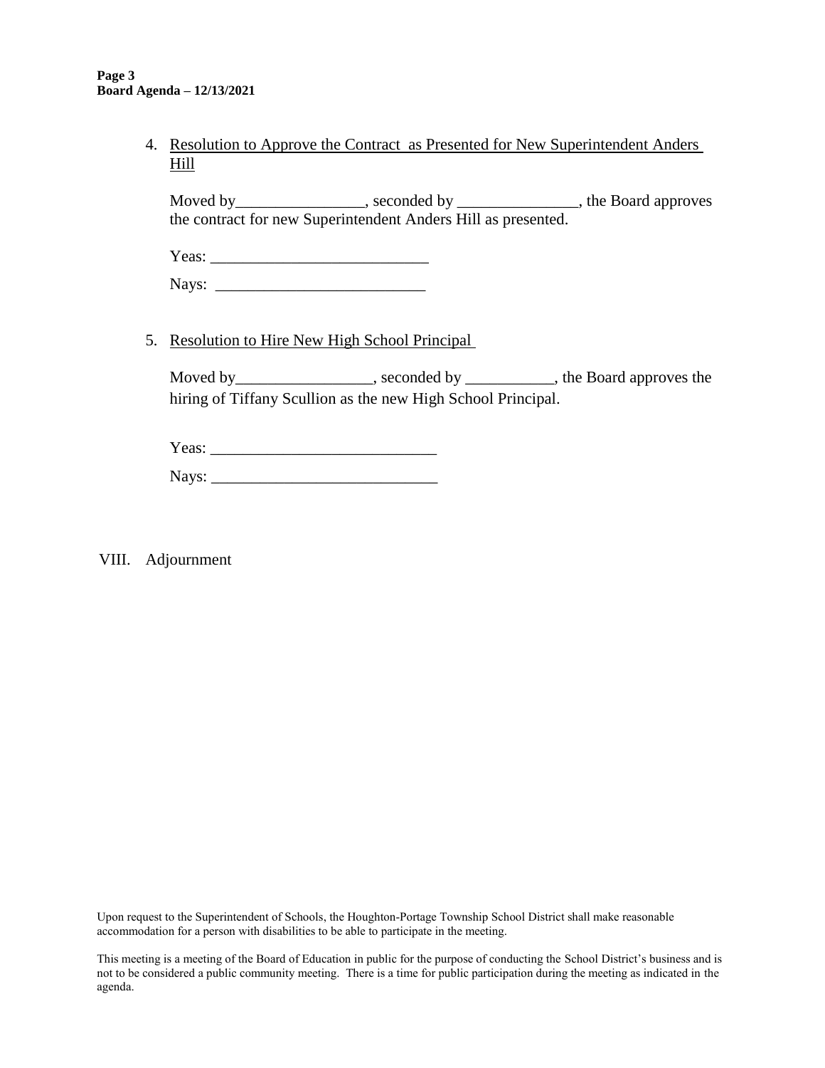4. Resolution to Approve the Contract as Presented for New Superintendent Anders Hill

   Moved by________________, seconded by _______________, the Board approves the contract for new Superintendent Anders Hill as presented.

   Yeas: ___________________________

   Nays: __________________________

5. Resolution to Hire New High School Principal

   Moved by_________________, seconded by ___________, the Board approves the hiring of Tiffany Scullion as the new High School Principal.

   Yeas: ____________________________

   Nays: ____________________________

VIII. Adjournment

Upon request to the Superintendent of Schools, the Houghton-Portage Township School District shall make reasonable accommodation for a person with disabilities to be able to participate in the meeting.

This meeting is a meeting of the Board of Education in public for the purpose of conducting the School District's business and is not to be considered a public community meeting. There is a time for public participation during the meeting as indicated in the agenda.